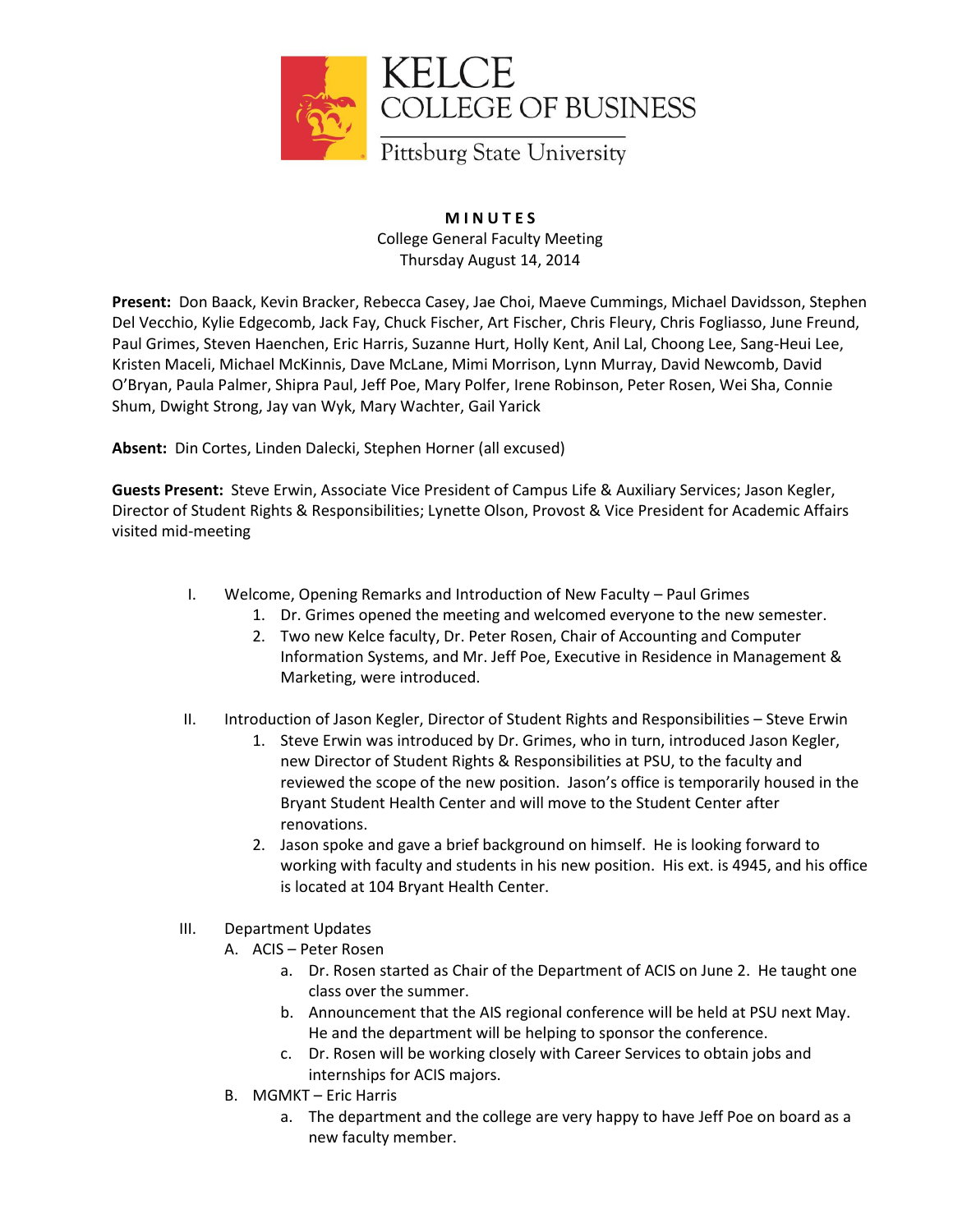# KELCE COLLEGE OF BUSINESS

Pittsburg State University

**MINUTES**

College General Faculty Meeting
Thursday August 14, 2014

**Present:** Don Baack, Kevin Bracker, Rebecca Casey, Jae Choi, Maeve Cummings, Michael Davidsson, Stephen Del Vecchio, Kylie Edgecomb, Jack Fay, Chuck Fischer, Art Fischer, Chris Fleury, Chris Fogliasso, June Freund, Paul Grimes, Steven Haenchen, Eric Harris, Suzanne Hurt, Holly Kent, Anil Lal, Choong Lee, Sang-Heui Lee, Kristen Maceli, Michael McKinnis, Dave McLane, Mimi Morrison, Lynn Murray, David Newcomb, David O'Bryan, Paula Palmer, Shipra Paul, Jeff Poe, Mary Polfer, Irene Robinson, Peter Rosen, Wei Sha, Connie Shum, Dwight Strong, Jay van Wyk, Mary Wachter, Gail Yarick

**Absent:** Din Cortes, Linden Dalecki, Stephen Horner (all excused)

**Guests Present:** Steve Erwin, Associate Vice President of Campus Life & Auxiliary Services; Jason Kegler, Director of Student Rights & Responsibilities; Lynette Olson, Provost & Vice President for Academic Affairs visited mid-meeting

I. Welcome, Opening Remarks and Introduction of New Faculty – Paul Grimes
   1. Dr. Grimes opened the meeting and welcomed everyone to the new semester.
   2. Two new Kelce faculty, Dr. Peter Rosen, Chair of Accounting and Computer Information Systems, and Mr. Jeff Poe, Executive in Residence in Management & Marketing, were introduced.

II. Introduction of Jason Kegler, Director of Student Rights and Responsibilities – Steve Erwin
   1. Steve Erwin was introduced by Dr. Grimes, who in turn, introduced Jason Kegler, new Director of Student Rights & Responsibilities at PSU, to the faculty and reviewed the scope of the new position. Jason's office is temporarily housed in the Bryant Student Health Center and will move to the Student Center after renovations.
   2. Jason spoke and gave a brief background on himself. He is looking forward to working with faculty and students in his new position. His ext. is 4945, and his office is located at 104 Bryant Health Center.

III. Department Updates
   A. ACIS – Peter Rosen
      a. Dr. Rosen started as Chair of the Department of ACIS on June 2. He taught one class over the summer.
      b. Announcement that the AIS regional conference will be held at PSU next May. He and the department will be helping to sponsor the conference.
      c. Dr. Rosen will be working closely with Career Services to obtain jobs and internships for ACIS majors.
   B. MGMKT – Eric Harris
      a. The department and the college are very happy to have Jeff Poe on board as a new faculty member.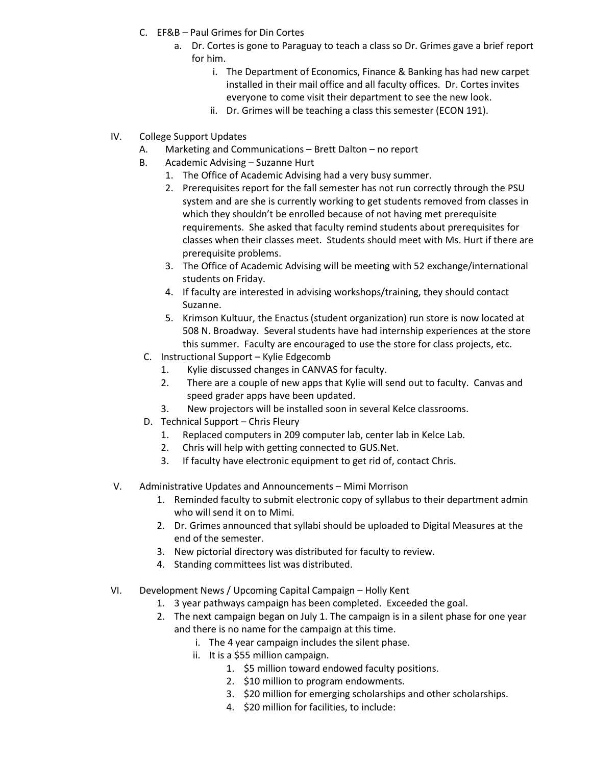C. EF&B – Paul Grimes for Din Cortes
   a. Dr. Cortes is gone to Paraguay to teach a class so Dr. Grimes gave a brief report for him.
      i. The Department of Economics, Finance & Banking has had new carpet installed in their mail office and all faculty offices. Dr. Cortes invites everyone to come visit their department to see the new look.
      ii. Dr. Grimes will be teaching a class this semester (ECON 191).

IV. College Support Updates
   A. Marketing and Communications – Brett Dalton – no report
   B. Academic Advising – Suzanne Hurt
      1. The Office of Academic Advising had a very busy summer.
      2. Prerequisites report for the fall semester has not run correctly through the PSU system and are she is currently working to get students removed from classes in which they shouldn't be enrolled because of not having met prerequisite requirements. She asked that faculty remind students about prerequisites for classes when their classes meet. Students should meet with Ms. Hurt if there are prerequisite problems.
      3. The Office of Academic Advising will be meeting with 52 exchange/international students on Friday.
      4. If faculty are interested in advising workshops/training, they should contact Suzanne.
      5. Krimson Kultuur, the Enactus (student organization) run store is now located at 508 N. Broadway. Several students have had internship experiences at the store this summer. Faculty are encouraged to use the store for class projects, etc.
   C. Instructional Support – Kylie Edgecomb
      1. Kylie discussed changes in CANVAS for faculty.
      2. There are a couple of new apps that Kylie will send out to faculty. Canvas and speed grader apps have been updated.
      3. New projectors will be installed soon in several Kelce classrooms.
   D. Technical Support – Chris Fleury
      1. Replaced computers in 209 computer lab, center lab in Kelce Lab.
      2. Chris will help with getting connected to GUS.Net.
      3. If faculty have electronic equipment to get rid of, contact Chris.

V. Administrative Updates and Announcements – Mimi Morrison
   1. Reminded faculty to submit electronic copy of syllabus to their department admin who will send it on to Mimi.
   2. Dr. Grimes announced that syllabi should be uploaded to Digital Measures at the end of the semester.
   3. New pictorial directory was distributed for faculty to review.
   4. Standing committees list was distributed.

VI. Development News / Upcoming Capital Campaign – Holly Kent
   1. 3 year pathways campaign has been completed. Exceeded the goal.
   2. The next campaign began on July 1. The campaign is in a silent phase for one year and there is no name for the campaign at this time.
      i. The 4 year campaign includes the silent phase.
      ii. It is a $55 million campaign.
         1. $5 million toward endowed faculty positions.
         2. $10 million to program endowments.
         3. $20 million for emerging scholarships and other scholarships.
         4. $20 million for facilities, to include: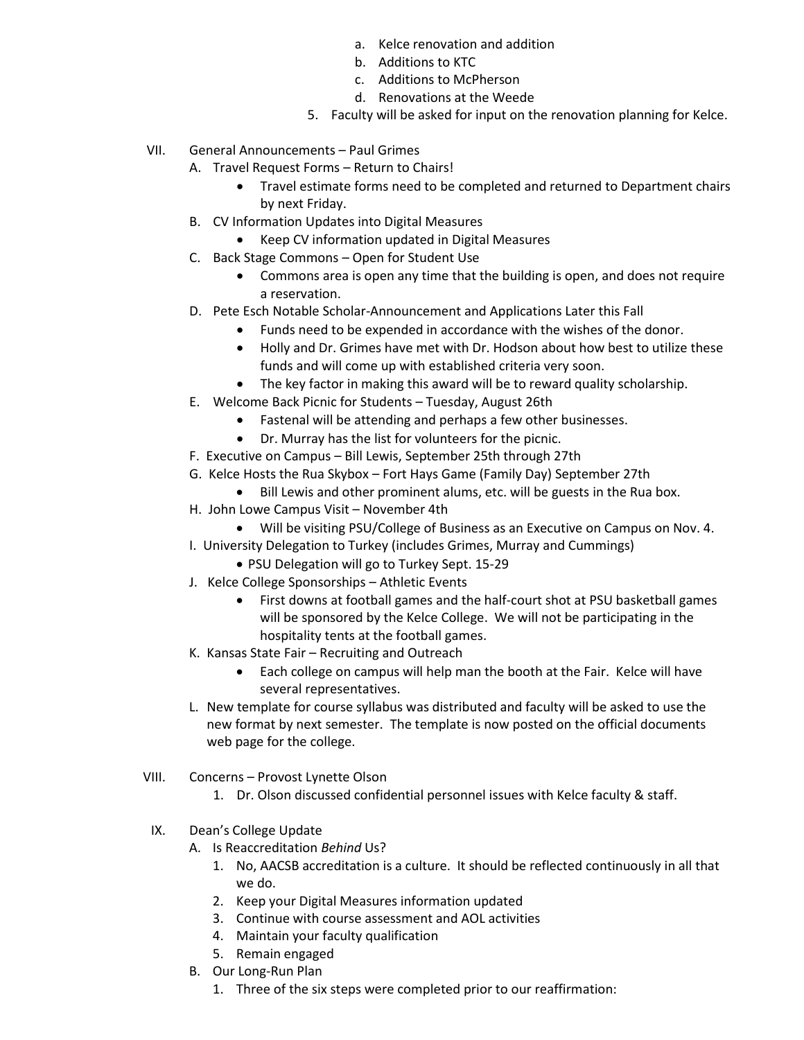a. Kelce renovation and addition
   b. Additions to KTC
   c. Additions to McPherson
   d. Renovations at the Weede
5. Faculty will be asked for input on the renovation planning for Kelce.

VII. General Announcements – Paul Grimes

A. Travel Request Forms – Return to Chairs!
   - Travel estimate forms need to be completed and returned to Department chairs by next Friday.

B. CV Information Updates into Digital Measures
   - Keep CV information updated in Digital Measures

C. Back Stage Commons – Open for Student Use
   - Commons area is open any time that the building is open, and does not require a reservation.

D. Pete Esch Notable Scholar-Announcement and Applications Later this Fall
   - Funds need to be expended in accordance with the wishes of the donor.
   - Holly and Dr. Grimes have met with Dr. Hodson about how best to utilize these funds and will come up with established criteria very soon.
   - The key factor in making this award will be to reward quality scholarship.

E. Welcome Back Picnic for Students – Tuesday, August 26th
   - Fastenal will be attending and perhaps a few other businesses.
   - Dr. Murray has the list for volunteers for the picnic.

F. Executive on Campus – Bill Lewis, September 25th through 27th

G. Kelce Hosts the Rua Skybox – Fort Hays Game (Family Day) September 27th
   - Bill Lewis and other prominent alums, etc. will be guests in the Rua box.

H. John Lowe Campus Visit – November 4th
   - Will be visiting PSU/College of Business as an Executive on Campus on Nov. 4.

I. University Delegation to Turkey (includes Grimes, Murray and Cummings)
   - PSU Delegation will go to Turkey Sept. 15-29

J. Kelce College Sponsorships – Athletic Events
   - First downs at football games and the half-court shot at PSU basketball games will be sponsored by the Kelce College. We will not be participating in the hospitality tents at the football games.

K. Kansas State Fair – Recruiting and Outreach
   - Each college on campus will help man the booth at the Fair. Kelce will have several representatives.

L. New template for course syllabus was distributed and faculty will be asked to use the new format by next semester. The template is now posted on the official documents web page for the college.

VIII. Concerns – Provost Lynette Olson

1. Dr. Olson discussed confidential personnel issues with Kelce faculty & staff.

IX. Dean's College Update

A. Is Reaccreditation *Behind* Us?
   1. No, AACSB accreditation is a culture. It should be reflected continuously in all that we do.
   2. Keep your Digital Measures information updated
   3. Continue with course assessment and AOL activities
   4. Maintain your faculty qualification
   5. Remain engaged

B. Our Long-Run Plan
   1. Three of the six steps were completed prior to our reaffirmation: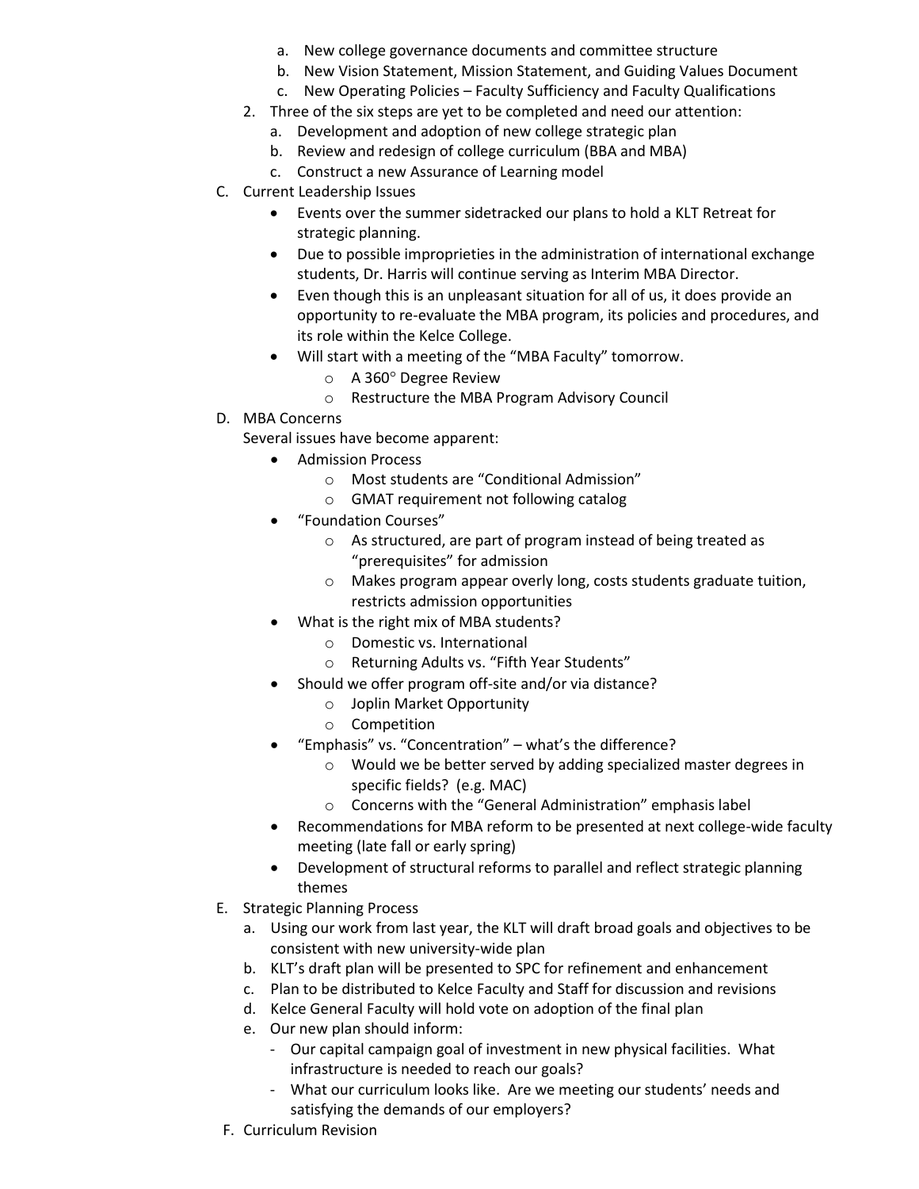a. New college governance documents and committee structure
b. New Vision Statement, Mission Statement, and Guiding Values Document
c. New Operating Policies – Faculty Sufficiency and Faculty Qualifications

2. Three of the six steps are yet to be completed and need our attention:
   a. Development and adoption of new college strategic plan
   b. Review and redesign of college curriculum (BBA and MBA)
   c. Construct a new Assurance of Learning model

C. Current Leadership Issues
   - Events over the summer sidetracked our plans to hold a KLT Retreat for strategic planning.
   - Due to possible improprieties in the administration of international exchange students, Dr. Harris will continue serving as Interim MBA Director.
   - Even though this is an unpleasant situation for all of us, it does provide an opportunity to re-evaluate the MBA program, its policies and procedures, and its role within the Kelce College.
   - Will start with a meeting of the "MBA Faculty" tomorrow.
     - A 360° Degree Review
     - Restructure the MBA Program Advisory Council

D. MBA Concerns
   Several issues have become apparent:
   - Admission Process
     - Most students are "Conditional Admission"
     - GMAT requirement not following catalog
   - "Foundation Courses"
     - As structured, are part of program instead of being treated as "prerequisites" for admission
     - Makes program appear overly long, costs students graduate tuition, restricts admission opportunities
   - What is the right mix of MBA students?
     - Domestic vs. International
     - Returning Adults vs. "Fifth Year Students"
   - Should we offer program off-site and/or via distance?
     - Joplin Market Opportunity
     - Competition
   - "Emphasis" vs. "Concentration" – what's the difference?
     - Would we be better served by adding specialized master degrees in specific fields? (e.g. MAC)
     - Concerns with the "General Administration" emphasis label
   - Recommendations for MBA reform to be presented at next college-wide faculty meeting (late fall or early spring)
   - Development of structural reforms to parallel and reflect strategic planning themes

E. Strategic Planning Process
   a. Using our work from last year, the KLT will draft broad goals and objectives to be consistent with new university-wide plan
   b. KLT's draft plan will be presented to SPC for refinement and enhancement
   c. Plan to be distributed to Kelce Faculty and Staff for discussion and revisions
   d. Kelce General Faculty will hold vote on adoption of the final plan
   e. Our new plan should inform:
      - Our capital campaign goal of investment in new physical facilities. What infrastructure is needed to reach our goals?
      - What our curriculum looks like. Are we meeting our students' needs and satisfying the demands of our employers?

F. Curriculum Revision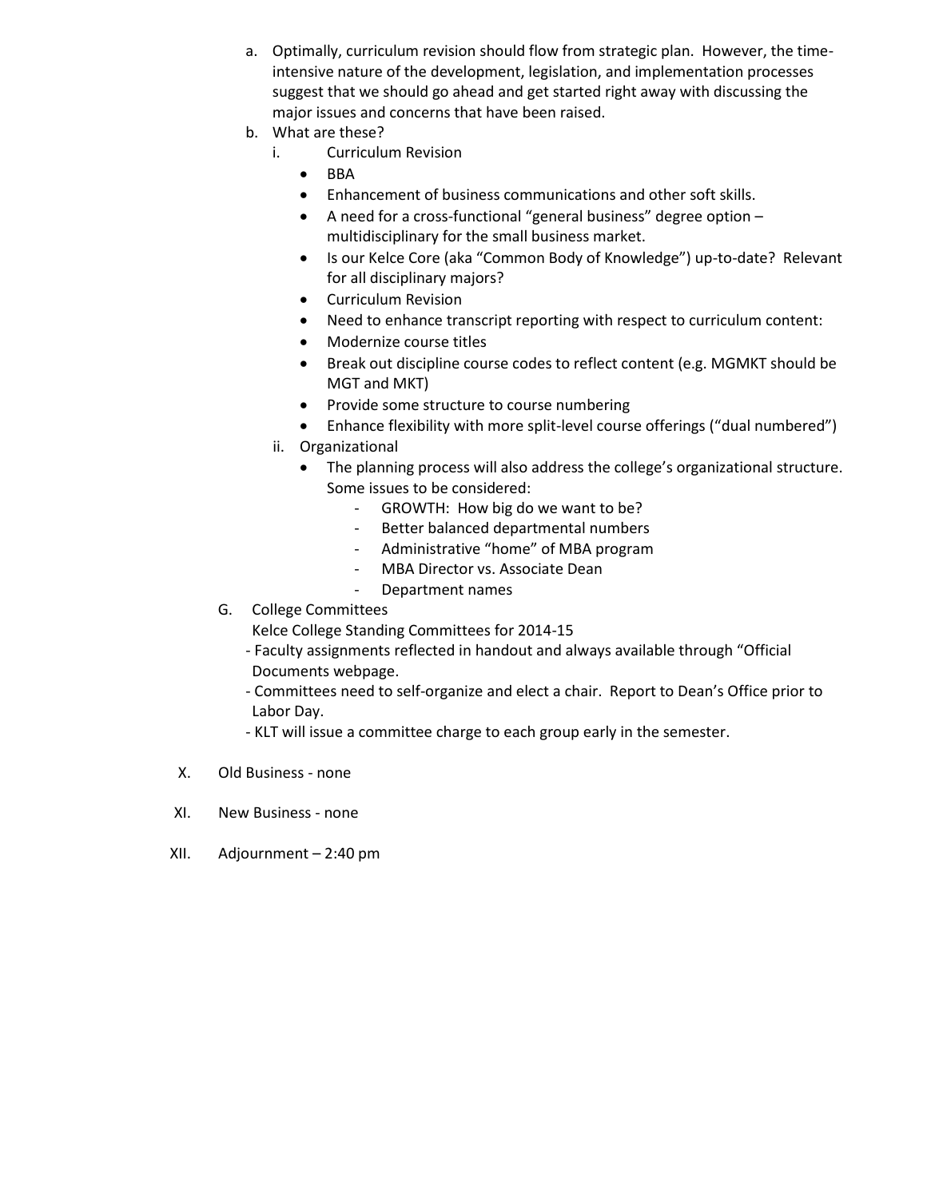a. Optimally, curriculum revision should flow from strategic plan. However, the time-intensive nature of the development, legislation, and implementation processes suggest that we should go ahead and get started right away with discussing the major issues and concerns that have been raised.

b. What are these?

   i. Curriculum Revision
      - BBA
      - Enhancement of business communications and other soft skills.
      - A need for a cross-functional "general business" degree option – multidisciplinary for the small business market.
      - Is our Kelce Core (aka "Common Body of Knowledge") up-to-date? Relevant for all disciplinary majors?
      - Curriculum Revision
      - Need to enhance transcript reporting with respect to curriculum content:
      - Modernize course titles
      - Break out discipline course codes to reflect content (e.g. MGMKT should be MGT and MKT)
      - Provide some structure to course numbering
      - Enhance flexibility with more split-level course offerings ("dual numbered")

   ii. Organizational
      - The planning process will also address the college's organizational structure. Some issues to be considered:
         - GROWTH: How big do we want to be?
         - Better balanced departmental numbers
         - Administrative "home" of MBA program
         - MBA Director vs. Associate Dean
         - Department names

G. College Committees

Kelce College Standing Committees for 2014-15

- Faculty assignments reflected in handout and always available through "Official Documents webpage.
- Committees need to self-organize and elect a chair. Report to Dean's Office prior to Labor Day.
- KLT will issue a committee charge to each group early in the semester.

X. Old Business - none

XI. New Business - none

XII. Adjournment – 2:40 pm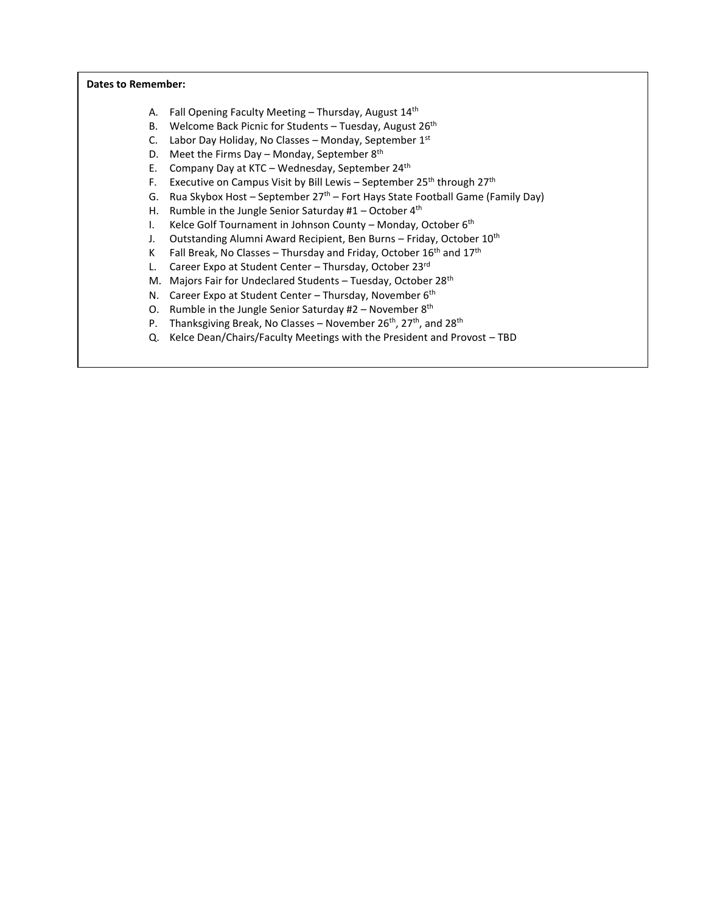**Dates to Remember:**

A. Fall Opening Faculty Meeting – Thursday, August 14th
B. Welcome Back Picnic for Students – Tuesday, August 26th
C. Labor Day Holiday, No Classes – Monday, September 1st
D. Meet the Firms Day – Monday, September 8th
E. Company Day at KTC – Wednesday, September 24th
F. Executive on Campus Visit by Bill Lewis – September 25th through 27th
G. Rua Skybox Host – September 27th – Fort Hays State Football Game (Family Day)
H. Rumble in the Jungle Senior Saturday #1 – October 4th
I. Kelce Golf Tournament in Johnson County – Monday, October 6th
J. Outstanding Alumni Award Recipient, Ben Burns – Friday, October 10th
K Fall Break, No Classes – Thursday and Friday, October 16th and 17th
L. Career Expo at Student Center – Thursday, October 23rd
M. Majors Fair for Undeclared Students – Tuesday, October 28th
N. Career Expo at Student Center – Thursday, November 6th
O. Rumble in the Jungle Senior Saturday #2 – November 8th
P. Thanksgiving Break, No Classes – November 26th, 27th, and 28th
Q. Kelce Dean/Chairs/Faculty Meetings with the President and Provost – TBD